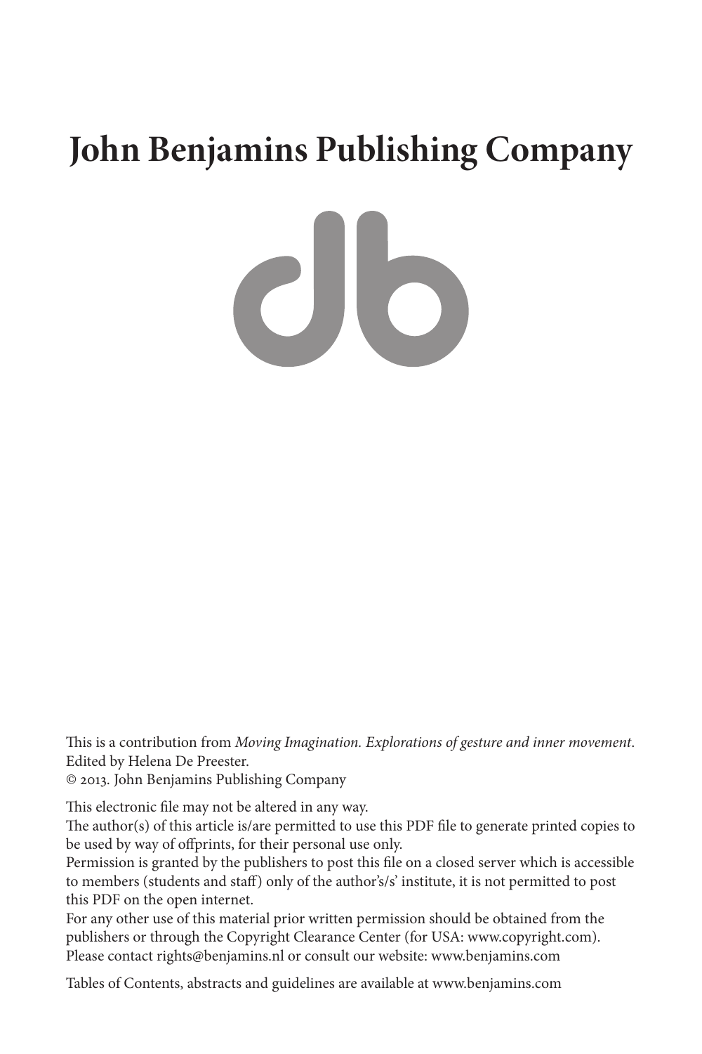# John Benjamins Publishing Company

This is a contribution from *Moving Imagination. Explorations of gesture and inner movement*.
Edited by Helena De Preester.
© 2013. John Benjamins Publishing Company

This electronic file may not be altered in any way.
The author(s) of this article is/are permitted to use this PDF file to generate printed copies to be used by way of offprints, for their personal use only.
Permission is granted by the publishers to post this file on a closed server which is accessible to members (students and staff) only of the author's/s' institute, it is not permitted to post this PDF on the open internet.
For any other use of this material prior written permission should be obtained from the publishers or through the Copyright Clearance Center (for USA: www.copyright.com).
Please contact rights@benjamins.nl or consult our website: www.benjamins.com

Tables of Contents, abstracts and guidelines are available at www.benjamins.com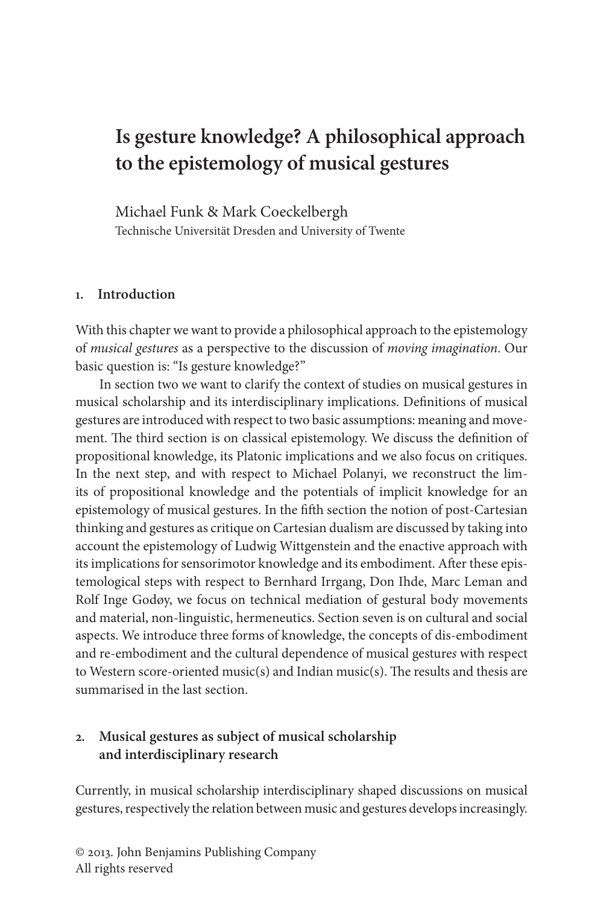# Is gesture knowledge? A philosophical approach to the epistemology of musical gestures

Michael Funk & Mark Coeckelbergh
Technische Universität Dresden and University of Twente

## 1. Introduction

With this chapter we want to provide a philosophical approach to the epistemology of *musical gestures* as a perspective to the discussion of *moving imagination*. Our basic question is: "Is gesture knowledge?"

In section two we want to clarify the context of studies on musical gestures in musical scholarship and its interdisciplinary implications. Definitions of musical gestures are introduced with respect to two basic assumptions: meaning and movement. The third section is on classical epistemology. We discuss the definition of propositional knowledge, its Platonic implications and we also focus on critiques. In the next step, and with respect to Michael Polanyi, we reconstruct the limits of propositional knowledge and the potentials of implicit knowledge for an epistemology of musical gestures. In the fifth section the notion of post-Cartesian thinking and gestures as critique on Cartesian dualism are discussed by taking into account the epistemology of Ludwig Wittgenstein and the enactive approach with its implications for sensorimotor knowledge and its embodiment. After these epistemological steps with respect to Bernhard Irrgang, Don Ihde, Marc Leman and Rolf Inge Godøy, we focus on technical mediation of gestural body movements and material, non-linguistic, hermeneutics. Section seven is on cultural and social aspects. We introduce three forms of knowledge, the concepts of dis-embodiment and re-embodiment and the cultural dependence of musical gesture*s* with respect to Western score-oriented music(s) and Indian music(s). The results and thesis are summarised in the last section.

## 2. Musical gestures as subject of musical scholarship and interdisciplinary research

Currently, in musical scholarship interdisciplinary shaped discussions on musical gestures, respectively the relation between music and gestures develops increasingly.

© 2013. John Benjamins Publishing Company
All rights reserved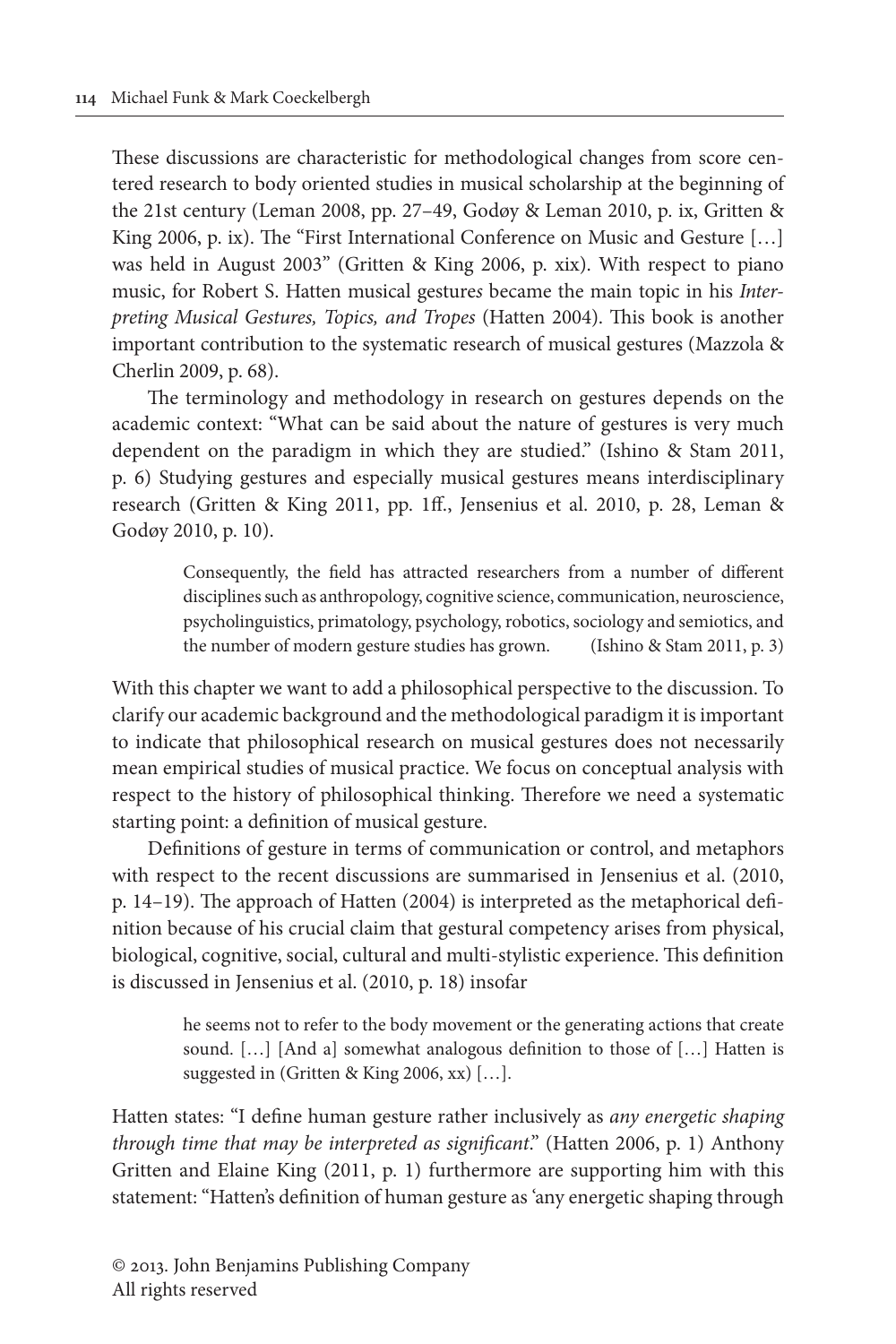These discussions are characteristic for methodological changes from score centered research to body oriented studies in musical scholarship at the beginning of the 21st century (Leman 2008, pp. 27–49, Godøy & Leman 2010, p. ix, Gritten & King 2006, p. ix). The "First International Conference on Music and Gesture […] was held in August 2003" (Gritten & King 2006, p. xix). With respect to piano music, for Robert S. Hatten musical gesture*s* became the main topic in his *Interpreting Musical Gestures, Topics, and Tropes* (Hatten 2004). This book is another important contribution to the systematic research of musical gestures (Mazzola & Cherlin 2009, p. 68).

The terminology and methodology in research on gestures depends on the academic context: "What can be said about the nature of gestures is very much dependent on the paradigm in which they are studied." (Ishino & Stam 2011, p. 6) Studying gestures and especially musical gestures means interdisciplinary research (Gritten & King 2011, pp. 1ff., Jensenius et al. 2010, p. 28, Leman & Godøy 2010, p. 10).

> Consequently, the field has attracted researchers from a number of different disciplines such as anthropology, cognitive science, communication, neuroscience, psycholinguistics, primatology, psychology, robotics, sociology and semiotics, and the number of modern gesture studies has grown. (Ishino & Stam 2011, p. 3)

With this chapter we want to add a philosophical perspective to the discussion. To clarify our academic background and the methodological paradigm it is important to indicate that philosophical research on musical gestures does not necessarily mean empirical studies of musical practice. We focus on conceptual analysis with respect to the history of philosophical thinking. Therefore we need a systematic starting point: a definition of musical gesture.

Definitions of gesture in terms of communication or control, and metaphors with respect to the recent discussions are summarised in Jensenius et al. (2010, p. 14–19). The approach of Hatten (2004) is interpreted as the metaphorical definition because of his crucial claim that gestural competency arises from physical, biological, cognitive, social, cultural and multi-stylistic experience. This definition is discussed in Jensenius et al. (2010, p. 18) insofar

> he seems not to refer to the body movement or the generating actions that create sound. […] [And a] somewhat analogous definition to those of […] Hatten is suggested in (Gritten & King 2006, xx) […].

Hatten states: "I define human gesture rather inclusively as *any energetic shaping through time that may be interpreted as significant*." (Hatten 2006, p. 1) Anthony Gritten and Elaine King (2011, p. 1) furthermore are supporting him with this statement: "Hatten's definition of human gesture as 'any energetic shaping through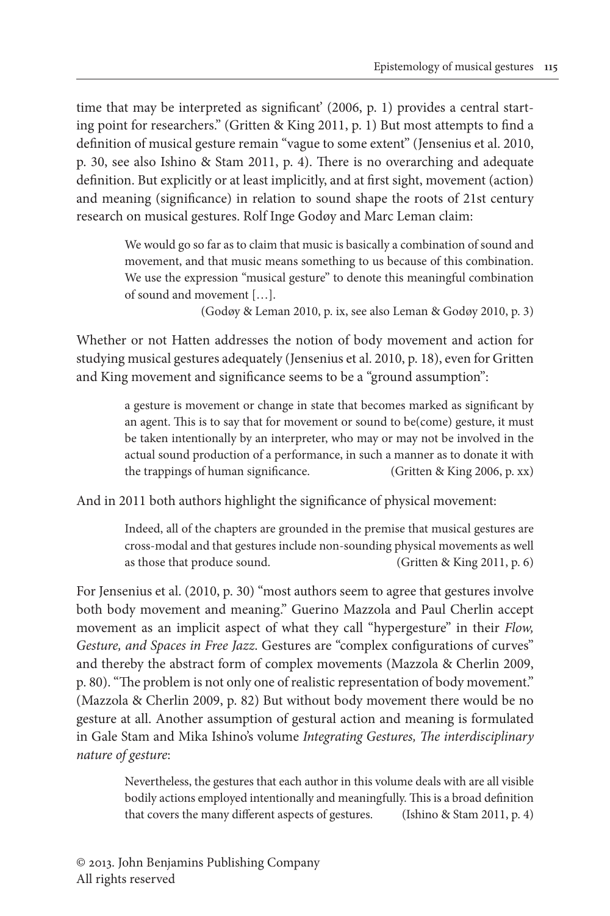time that may be interpreted as significant' (2006, p. 1) provides a central starting point for researchers." (Gritten & King 2011, p. 1) But most attempts to find a definition of musical gesture remain "vague to some extent" (Jensenius et al. 2010, p. 30, see also Ishino & Stam 2011, p. 4). There is no overarching and adequate definition. But explicitly or at least implicitly, and at first sight, movement (action) and meaning (significance) in relation to sound shape the roots of 21st century research on musical gestures. Rolf Inge Godøy and Marc Leman claim:

> We would go so far as to claim that music is basically a combination of sound and movement, and that music means something to us because of this combination. We use the expression "musical gesture" to denote this meaningful combination of sound and movement […].
>
> (Godøy & Leman 2010, p. ix, see also Leman & Godøy 2010, p. 3)

Whether or not Hatten addresses the notion of body movement and action for studying musical gestures adequately (Jensenius et al. 2010, p. 18), even for Gritten and King movement and significance seems to be a "ground assumption":

> a gesture is movement or change in state that becomes marked as significant by an agent. This is to say that for movement or sound to be(come) gesture, it must be taken intentionally by an interpreter, who may or may not be involved in the actual sound production of a performance, in such a manner as to donate it with the trappings of human significance. (Gritten & King 2006, p. xx)

And in 2011 both authors highlight the significance of physical movement:

> Indeed, all of the chapters are grounded in the premise that musical gestures are cross-modal and that gestures include non-sounding physical movements as well as those that produce sound. (Gritten & King 2011, p. 6)

For Jensenius et al. (2010, p. 30) "most authors seem to agree that gestures involve both body movement and meaning." Guerino Mazzola and Paul Cherlin accept movement as an implicit aspect of what they call "hypergesture" in their *Flow, Gesture, and Spaces in Free Jazz*. Gestures are "complex configurations of curves" and thereby the abstract form of complex movements (Mazzola & Cherlin 2009, p. 80). "The problem is not only one of realistic representation of body movement." (Mazzola & Cherlin 2009, p. 82) But without body movement there would be no gesture at all. Another assumption of gestural action and meaning is formulated in Gale Stam and Mika Ishino's volume *Integrating Gestures, The interdisciplinary nature of gesture*:

> Nevertheless, the gestures that each author in this volume deals with are all visible bodily actions employed intentionally and meaningfully. This is a broad definition that covers the many different aspects of gestures. (Ishino & Stam 2011, p. 4)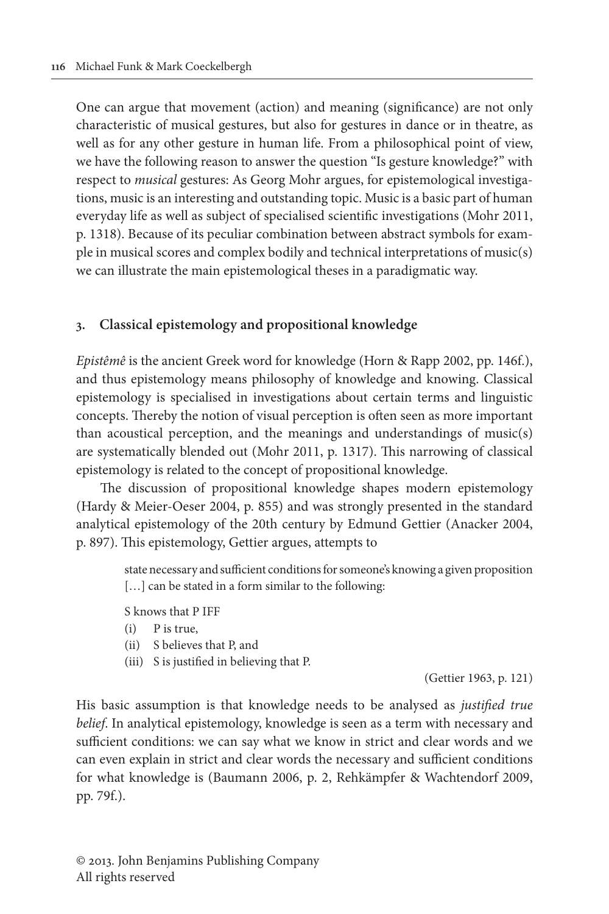One can argue that movement (action) and meaning (significance) are not only characteristic of musical gestures, but also for gestures in dance or in theatre, as well as for any other gesture in human life. From a philosophical point of view, we have the following reason to answer the question "Is gesture knowledge?" with respect to *musical* gestures: As Georg Mohr argues, for epistemological investigations, music is an interesting and outstanding topic. Music is a basic part of human everyday life as well as subject of specialised scientific investigations (Mohr 2011, p. 1318). Because of its peculiar combination between abstract symbols for example in musical scores and complex bodily and technical interpretations of music(s) we can illustrate the main epistemological theses in a paradigmatic way.

## 3. Classical epistemology and propositional knowledge

*Epistêmê* is the ancient Greek word for knowledge (Horn & Rapp 2002, pp. 146f.), and thus epistemology means philosophy of knowledge and knowing. Classical epistemology is specialised in investigations about certain terms and linguistic concepts. Thereby the notion of visual perception is often seen as more important than acoustical perception, and the meanings and understandings of music(s) are systematically blended out (Mohr 2011, p. 1317). This narrowing of classical epistemology is related to the concept of propositional knowledge.

The discussion of propositional knowledge shapes modern epistemology (Hardy & Meier-Oeser 2004, p. 855) and was strongly presented in the standard analytical epistemology of the 20th century by Edmund Gettier (Anacker 2004, p. 897). This epistemology, Gettier argues, attempts to

> state necessary and sufficient conditions for someone's knowing a given proposition […] can be stated in a form similar to the following:
>
> S knows that P IFF
>
> (i) P is true,
> (ii) S believes that P, and
> (iii) S is justified in believing that P.
>
> (Gettier 1963, p. 121)

His basic assumption is that knowledge needs to be analysed as *justified true belief*. In analytical epistemology, knowledge is seen as a term with necessary and sufficient conditions: we can say what we know in strict and clear words and we can even explain in strict and clear words the necessary and sufficient conditions for what knowledge is (Baumann 2006, p. 2, Rehkämpfer & Wachtendorf 2009, pp. 79f.).

© 2013. John Benjamins Publishing Company
All rights reserved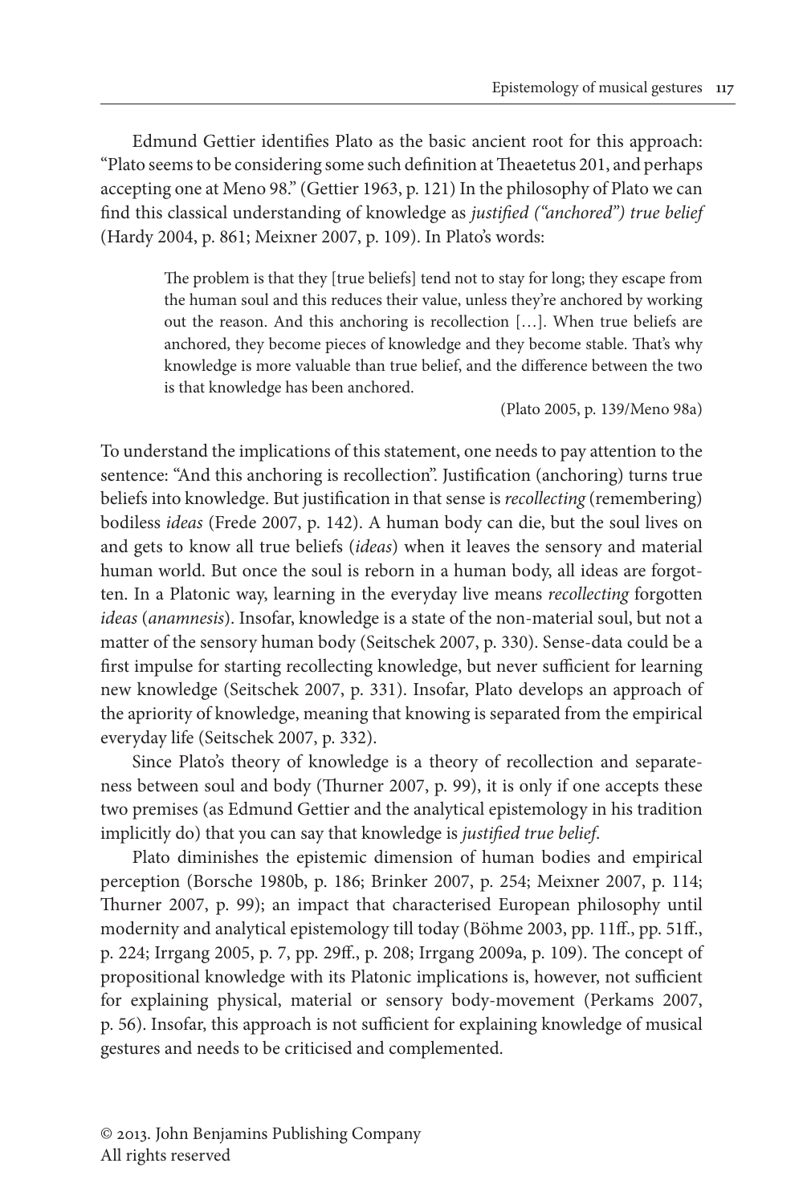Edmund Gettier identifies Plato as the basic ancient root for this approach: "Plato seems to be considering some such definition at Theaetetus 201, and perhaps accepting one at Meno 98." (Gettier 1963, p. 121) In the philosophy of Plato we can find this classical understanding of knowledge as *justified ("anchored") true belief* (Hardy 2004, p. 861; Meixner 2007, p. 109). In Plato's words:

> The problem is that they [true beliefs] tend not to stay for long; they escape from the human soul and this reduces their value, unless they're anchored by working out the reason. And this anchoring is recollection […]. When true beliefs are anchored, they become pieces of knowledge and they become stable. That's why knowledge is more valuable than true belief, and the difference between the two is that knowledge has been anchored.
>
> (Plato 2005, p. 139/Meno 98a)

To understand the implications of this statement, one needs to pay attention to the sentence: "And this anchoring is recollection". Justification (anchoring) turns true beliefs into knowledge. But justification in that sense is *recollecting* (remembering) bodiless *ideas* (Frede 2007, p. 142). A human body can die, but the soul lives on and gets to know all true beliefs (*ideas*) when it leaves the sensory and material human world. But once the soul is reborn in a human body, all ideas are forgotten. In a Platonic way, learning in the everyday live means *recollecting* forgotten *ideas* (*anamnesis*). Insofar, knowledge is a state of the non-material soul, but not a matter of the sensory human body (Seitschek 2007, p. 330). Sense-data could be a first impulse for starting recollecting knowledge, but never sufficient for learning new knowledge (Seitschek 2007, p. 331). Insofar, Plato develops an approach of the apriority of knowledge, meaning that knowing is separated from the empirical everyday life (Seitschek 2007, p. 332).

Since Plato's theory of knowledge is a theory of recollection and separateness between soul and body (Thurner 2007, p. 99), it is only if one accepts these two premises (as Edmund Gettier and the analytical epistemology in his tradition implicitly do) that you can say that knowledge is *justified true belief*.

Plato diminishes the epistemic dimension of human bodies and empirical perception (Borsche 1980b, p. 186; Brinker 2007, p. 254; Meixner 2007, p. 114; Thurner 2007, p. 99); an impact that characterised European philosophy until modernity and analytical epistemology till today (Böhme 2003, pp. 11ff., pp. 51ff., p. 224; Irrgang 2005, p. 7, pp. 29ff., p. 208; Irrgang 2009a, p. 109). The concept of propositional knowledge with its Platonic implications is, however, not sufficient for explaining physical, material or sensory body-movement (Perkams 2007, p. 56). Insofar, this approach is not sufficient for explaining knowledge of musical gestures and needs to be criticised and complemented.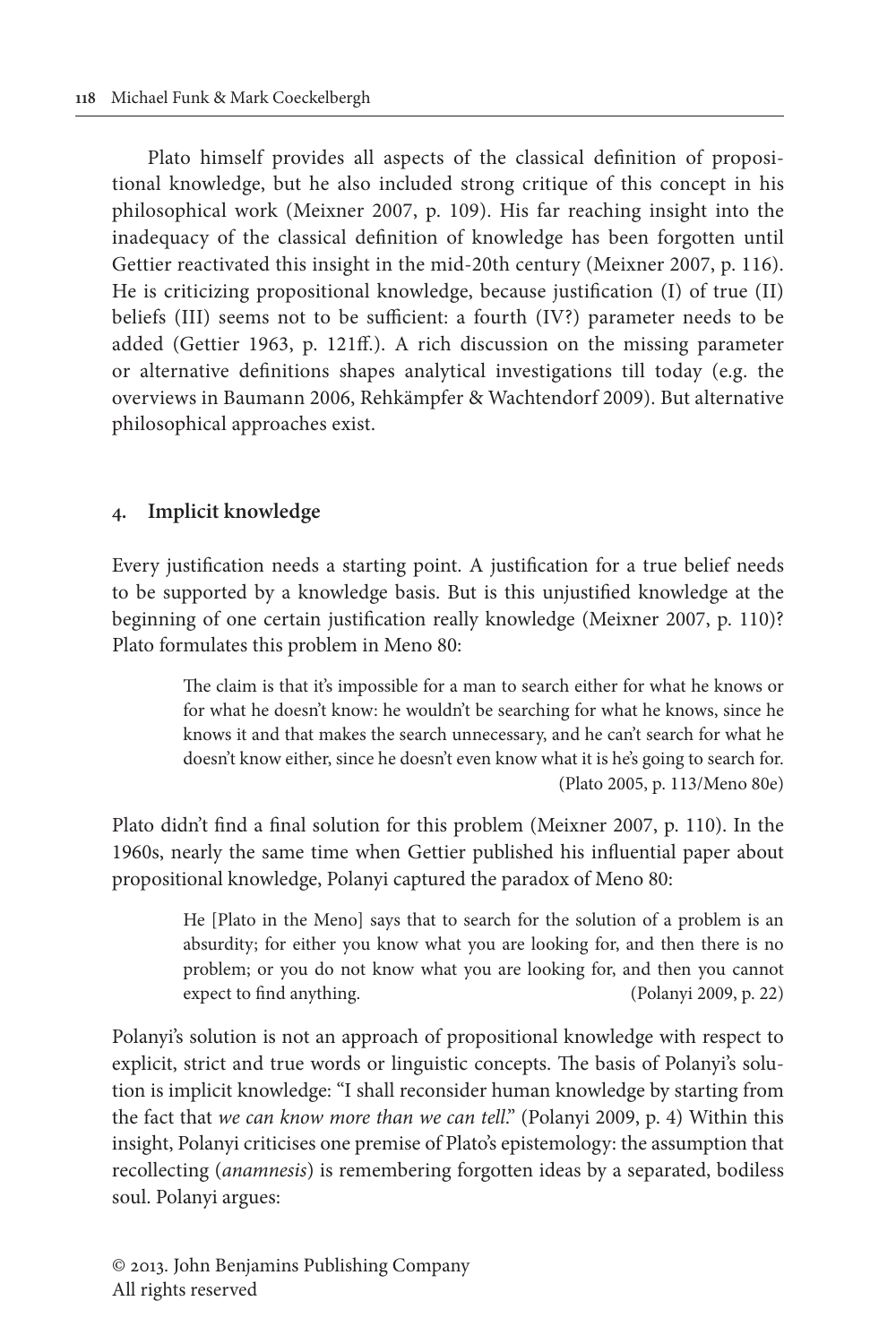Plato himself provides all aspects of the classical definition of propositional knowledge, but he also included strong critique of this concept in his philosophical work (Meixner 2007, p. 109). His far reaching insight into the inadequacy of the classical definition of knowledge has been forgotten until Gettier reactivated this insight in the mid-20th century (Meixner 2007, p. 116). He is criticizing propositional knowledge, because justification (I) of true (II) beliefs (III) seems not to be sufficient: a fourth (IV?) parameter needs to be added (Gettier 1963, p. 121ff.). A rich discussion on the missing parameter or alternative definitions shapes analytical investigations till today (e.g. the overviews in Baumann 2006, Rehkämpfer & Wachtendorf 2009). But alternative philosophical approaches exist.

## 4. Implicit knowledge

Every justification needs a starting point. A justification for a true belief needs to be supported by a knowledge basis. But is this unjustified knowledge at the beginning of one certain justification really knowledge (Meixner 2007, p. 110)? Plato formulates this problem in Meno 80:

> The claim is that it's impossible for a man to search either for what he knows or for what he doesn't know: he wouldn't be searching for what he knows, since he knows it and that makes the search unnecessary, and he can't search for what he doesn't know either, since he doesn't even know what it is he's going to search for. (Plato 2005, p. 113/Meno 80e)

Plato didn't find a final solution for this problem (Meixner 2007, p. 110). In the 1960s, nearly the same time when Gettier published his influential paper about propositional knowledge, Polanyi captured the paradox of Meno 80:

> He [Plato in the Meno] says that to search for the solution of a problem is an absurdity; for either you know what you are looking for, and then there is no problem; or you do not know what you are looking for, and then you cannot expect to find anything. (Polanyi 2009, p. 22)

Polanyi's solution is not an approach of propositional knowledge with respect to explicit, strict and true words or linguistic concepts. The basis of Polanyi's solution is implicit knowledge: "I shall reconsider human knowledge by starting from the fact that *we can know more than we can tell*." (Polanyi 2009, p. 4) Within this insight, Polanyi criticises one premise of Plato's epistemology: the assumption that recollecting (*anamnesis*) is remembering forgotten ideas by a separated, bodiless soul. Polanyi argues:

© 2013. John Benjamins Publishing Company
All rights reserved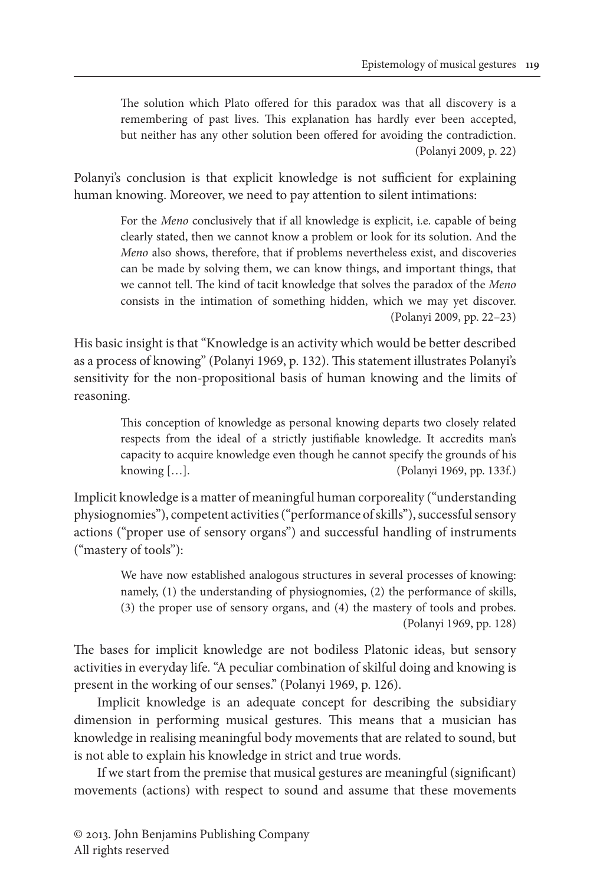> The solution which Plato offered for this paradox was that all discovery is a remembering of past lives. This explanation has hardly ever been accepted, but neither has any other solution been offered for avoiding the contradiction. (Polanyi 2009, p. 22)

Polanyi's conclusion is that explicit knowledge is not sufficient for explaining human knowing. Moreover, we need to pay attention to silent intimations:

> For the *Meno* conclusively that if all knowledge is explicit, i.e. capable of being clearly stated, then we cannot know a problem or look for its solution. And the *Meno* also shows, therefore, that if problems nevertheless exist, and discoveries can be made by solving them, we can know things, and important things, that we cannot tell. The kind of tacit knowledge that solves the paradox of the *Meno* consists in the intimation of something hidden, which we may yet discover. (Polanyi 2009, pp. 22–23)

His basic insight is that "Knowledge is an activity which would be better described as a process of knowing" (Polanyi 1969, p. 132). This statement illustrates Polanyi's sensitivity for the non-propositional basis of human knowing and the limits of reasoning.

> This conception of knowledge as personal knowing departs two closely related respects from the ideal of a strictly justifiable knowledge. It accredits man's capacity to acquire knowledge even though he cannot specify the grounds of his knowing […]. (Polanyi 1969, pp. 133f.)

Implicit knowledge is a matter of meaningful human corporeality ("understanding physiognomies"), competent activities ("performance of skills"), successful sensory actions ("proper use of sensory organs") and successful handling of instruments ("mastery of tools"):

> We have now established analogous structures in several processes of knowing: namely, (1) the understanding of physiognomies, (2) the performance of skills, (3) the proper use of sensory organs, and (4) the mastery of tools and probes. (Polanyi 1969, pp. 128)

The bases for implicit knowledge are not bodiless Platonic ideas, but sensory activities in everyday life. "A peculiar combination of skilful doing and knowing is present in the working of our senses." (Polanyi 1969, p. 126).

Implicit knowledge is an adequate concept for describing the subsidiary dimension in performing musical gestures. This means that a musician has knowledge in realising meaningful body movements that are related to sound, but is not able to explain his knowledge in strict and true words.

If we start from the premise that musical gestures are meaningful (significant) movements (actions) with respect to sound and assume that these movements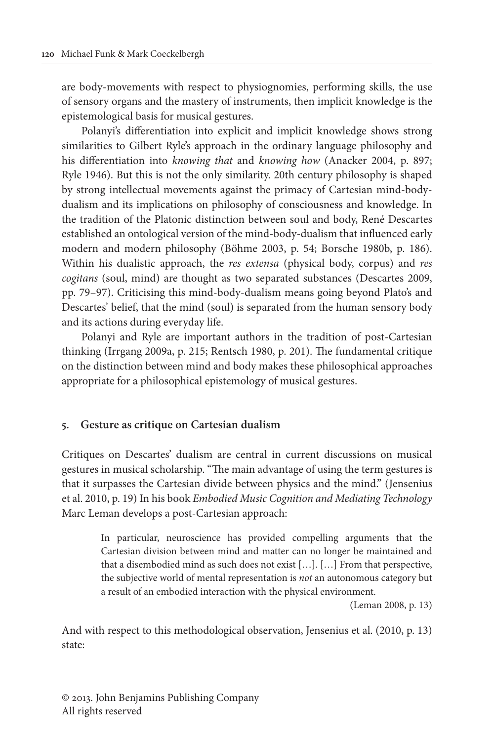are body-movements with respect to physiognomies, performing skills, the use of sensory organs and the mastery of instruments, then implicit knowledge is the epistemological basis for musical gestures.

Polanyi's differentiation into explicit and implicit knowledge shows strong similarities to Gilbert Ryle's approach in the ordinary language philosophy and his differentiation into *knowing that* and *knowing how* (Anacker 2004, p. 897; Ryle 1946). But this is not the only similarity. 20th century philosophy is shaped by strong intellectual movements against the primacy of Cartesian mind-body-dualism and its implications on philosophy of consciousness and knowledge. In the tradition of the Platonic distinction between soul and body, René Descartes established an ontological version of the mind-body-dualism that influenced early modern and modern philosophy (Böhme 2003, p. 54; Borsche 1980b, p. 186). Within his dualistic approach, the *res extensa* (physical body, corpus) and *res cogitans* (soul, mind) are thought as two separated substances (Descartes 2009, pp. 79–97). Criticising this mind-body-dualism means going beyond Plato's and Descartes' belief, that the mind (soul) is separated from the human sensory body and its actions during everyday life.

Polanyi and Ryle are important authors in the tradition of post-Cartesian thinking (Irrgang 2009a, p. 215; Rentsch 1980, p. 201). The fundamental critique on the distinction between mind and body makes these philosophical approaches appropriate for a philosophical epistemology of musical gestures.

## 5. Gesture as critique on Cartesian dualism

Critiques on Descartes' dualism are central in current discussions on musical gestures in musical scholarship. "The main advantage of using the term gestures is that it surpasses the Cartesian divide between physics and the mind." (Jensenius et al. 2010, p. 19) In his book *Embodied Music Cognition and Mediating Technology* Marc Leman develops a post-Cartesian approach:

> In particular, neuroscience has provided compelling arguments that the Cartesian division between mind and matter can no longer be maintained and that a disembodied mind as such does not exist […]. […] From that perspective, the subjective world of mental representation is *not* an autonomous category but a result of an embodied interaction with the physical environment.
>
> (Leman 2008, p. 13)

And with respect to this methodological observation, Jensenius et al. (2010, p. 13) state: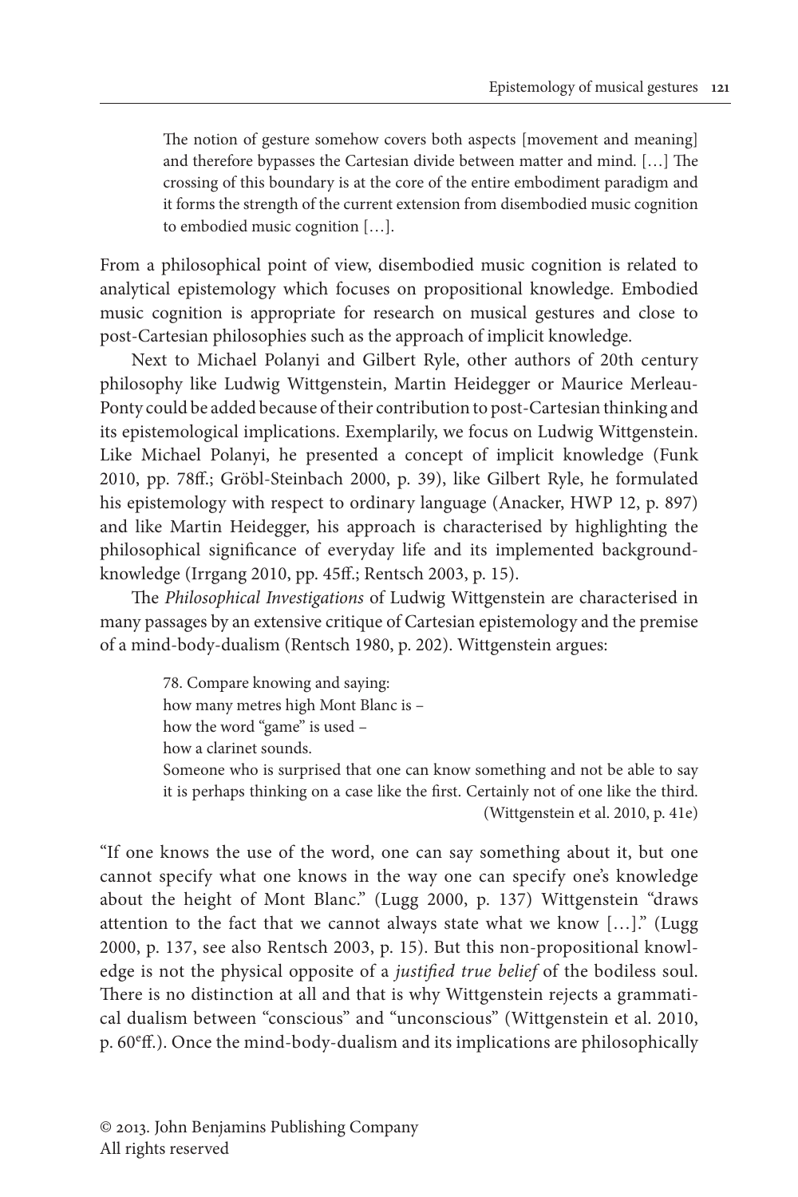> The notion of gesture somehow covers both aspects [movement and meaning] and therefore bypasses the Cartesian divide between matter and mind. […] The crossing of this boundary is at the core of the entire embodiment paradigm and it forms the strength of the current extension from disembodied music cognition to embodied music cognition […].

From a philosophical point of view, disembodied music cognition is related to analytical epistemology which focuses on propositional knowledge. Embodied music cognition is appropriate for research on musical gestures and close to post-Cartesian philosophies such as the approach of implicit knowledge.

Next to Michael Polanyi and Gilbert Ryle, other authors of 20th century philosophy like Ludwig Wittgenstein, Martin Heidegger or Maurice Merleau-Ponty could be added because of their contribution to post-Cartesian thinking and its epistemological implications. Exemplarily, we focus on Ludwig Wittgenstein. Like Michael Polanyi, he presented a concept of implicit knowledge (Funk 2010, pp. 78ff.; Gröbl-Steinbach 2000, p. 39), like Gilbert Ryle, he formulated his epistemology with respect to ordinary language (Anacker, HWP 12, p. 897) and like Martin Heidegger, his approach is characterised by highlighting the philosophical significance of everyday life and its implemented background-knowledge (Irrgang 2010, pp. 45ff.; Rentsch 2003, p. 15).

The *Philosophical Investigations* of Ludwig Wittgenstein are characterised in many passages by an extensive critique of Cartesian epistemology and the premise of a mind-body-dualism (Rentsch 1980, p. 202). Wittgenstein argues:

> 78. Compare knowing and saying:
> how many metres high Mont Blanc is –
> how the word "game" is used –
> how a clarinet sounds.
> Someone who is surprised that one can know something and not be able to say it is perhaps thinking on a case like the first. Certainly not of one like the third.
> (Wittgenstein et al. 2010, p. 41e)

"If one knows the use of the word, one can say something about it, but one cannot specify what one knows in the way one can specify one's knowledge about the height of Mont Blanc." (Lugg 2000, p. 137) Wittgenstein "draws attention to the fact that we cannot always state what we know […]." (Lugg 2000, p. 137, see also Rentsch 2003, p. 15). But this non-propositional knowledge is not the physical opposite of a *justified true belief* of the bodiless soul. There is no distinction at all and that is why Wittgenstein rejects a grammatical dualism between "conscious" and "unconscious" (Wittgenstein et al. 2010, p. 60eff.). Once the mind-body-dualism and its implications are philosophically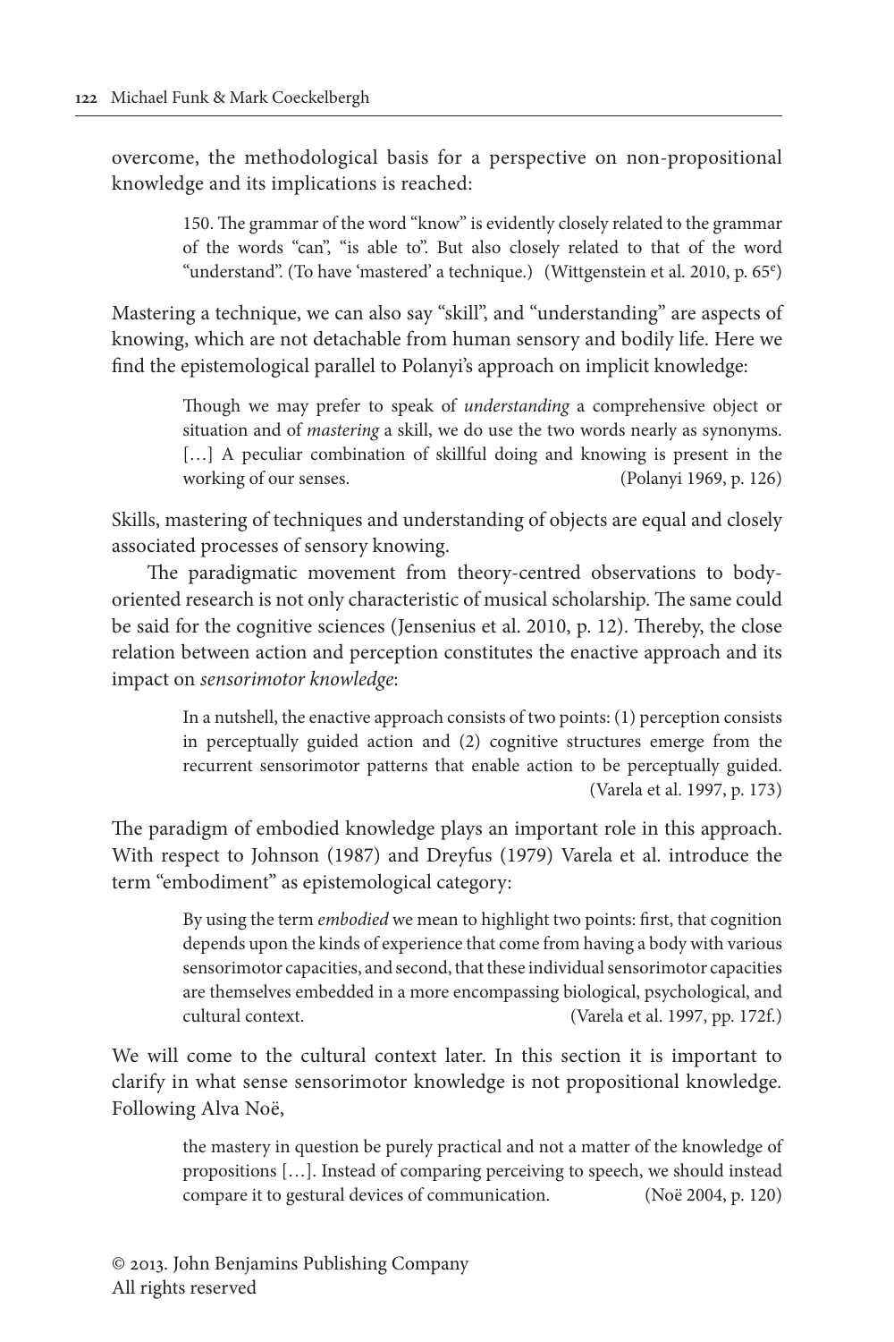overcome, the methodological basis for a perspective on non-propositional knowledge and its implications is reached:

> 150. The grammar of the word "know" is evidently closely related to the grammar of the words "can", "is able to". But also closely related to that of the word "understand". (To have 'mastered' a technique.) (Wittgenstein et al. 2010, p. 65e)

Mastering a technique, we can also say "skill", and "understanding" are aspects of knowing, which are not detachable from human sensory and bodily life. Here we find the epistemological parallel to Polanyi's approach on implicit knowledge:

> Though we may prefer to speak of *understanding* a comprehensive object or situation and of *mastering* a skill, we do use the two words nearly as synonyms. […] A peculiar combination of skillful doing and knowing is present in the working of our senses. (Polanyi 1969, p. 126)

Skills, mastering of techniques and understanding of objects are equal and closely associated processes of sensory knowing.

The paradigmatic movement from theory-centred observations to body-oriented research is not only characteristic of musical scholarship. The same could be said for the cognitive sciences (Jensenius et al. 2010, p. 12). Thereby, the close relation between action and perception constitutes the enactive approach and its impact on *sensorimotor knowledge*:

> In a nutshell, the enactive approach consists of two points: (1) perception consists in perceptually guided action and (2) cognitive structures emerge from the recurrent sensorimotor patterns that enable action to be perceptually guided. (Varela et al. 1997, p. 173)

The paradigm of embodied knowledge plays an important role in this approach. With respect to Johnson (1987) and Dreyfus (1979) Varela et al. introduce the term "embodiment" as epistemological category:

> By using the term *embodied* we mean to highlight two points: first, that cognition depends upon the kinds of experience that come from having a body with various sensorimotor capacities, and second, that these individual sensorimotor capacities are themselves embedded in a more encompassing biological, psychological, and cultural context. (Varela et al. 1997, pp. 172f.)

We will come to the cultural context later. In this section it is important to clarify in what sense sensorimotor knowledge is not propositional knowledge. Following Alva Noë,

> the mastery in question be purely practical and not a matter of the knowledge of propositions […]. Instead of comparing perceiving to speech, we should instead compare it to gestural devices of communication. (Noë 2004, p. 120)

© 2013. John Benjamins Publishing Company
All rights reserved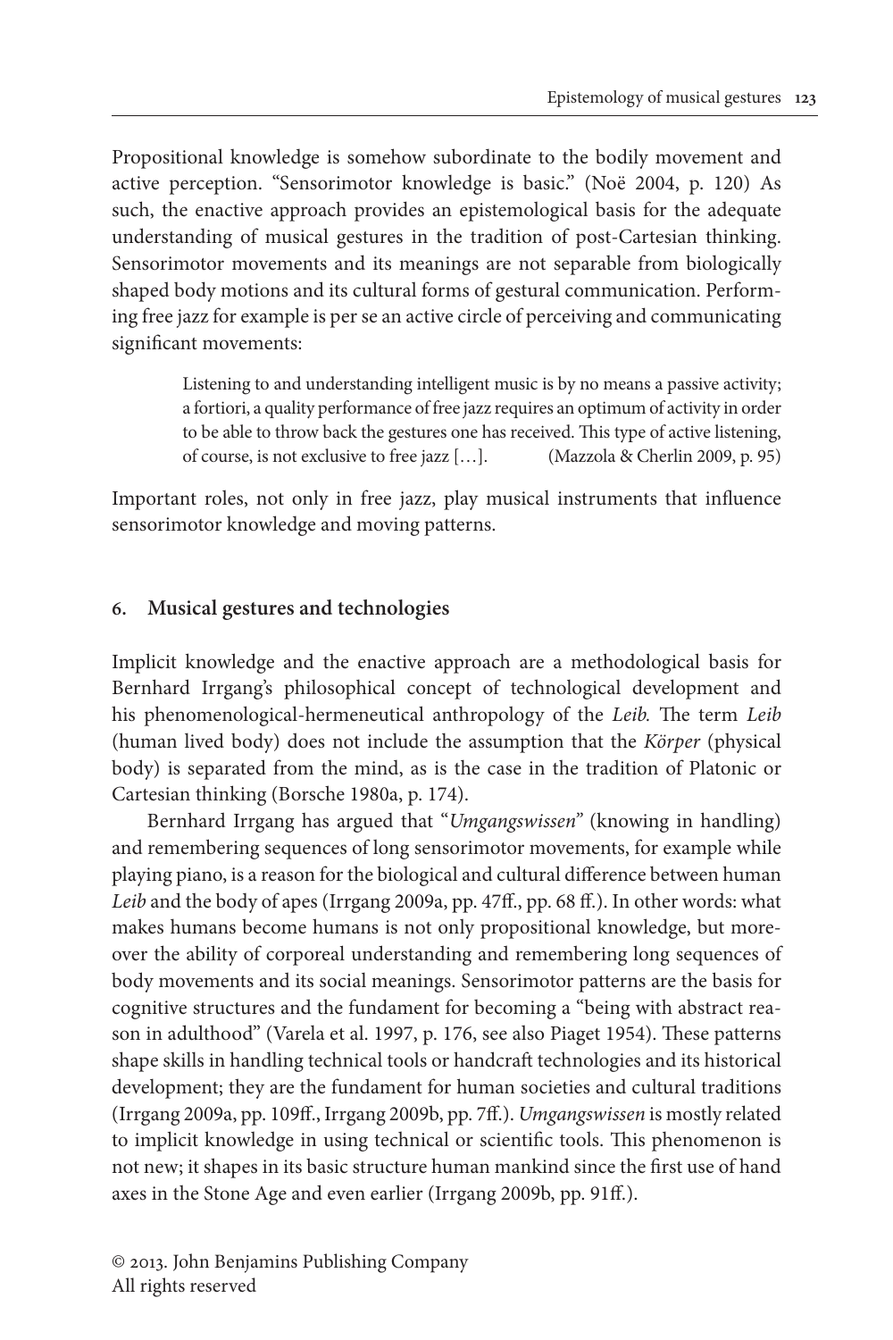Propositional knowledge is somehow subordinate to the bodily movement and active perception. "Sensorimotor knowledge is basic." (Noë 2004, p. 120) As such, the enactive approach provides an epistemological basis for the adequate understanding of musical gestures in the tradition of post-Cartesian thinking. Sensorimotor movements and its meanings are not separable from biologically shaped body motions and its cultural forms of gestural communication. Performing free jazz for example is per se an active circle of perceiving and communicating significant movements:

> Listening to and understanding intelligent music is by no means a passive activity; a fortiori, a quality performance of free jazz requires an optimum of activity in order to be able to throw back the gestures one has received. This type of active listening, of course, is not exclusive to free jazz […]. (Mazzola & Cherlin 2009, p. 95)

Important roles, not only in free jazz, play musical instruments that influence sensorimotor knowledge and moving patterns.

## 6. Musical gestures and technologies

Implicit knowledge and the enactive approach are a methodological basis for Bernhard Irrgang's philosophical concept of technological development and his phenomenological-hermeneutical anthropology of the *Leib*. The term *Leib* (human lived body) does not include the assumption that the *Körper* (physical body) is separated from the mind, as is the case in the tradition of Platonic or Cartesian thinking (Borsche 1980a, p. 174).

Bernhard Irrgang has argued that "*Umgangswissen*" (knowing in handling) and remembering sequences of long sensorimotor movements, for example while playing piano, is a reason for the biological and cultural difference between human *Leib* and the body of apes (Irrgang 2009a, pp. 47ff., pp. 68 ff.). In other words: what makes humans become humans is not only propositional knowledge, but moreover the ability of corporeal understanding and remembering long sequences of body movements and its social meanings. Sensorimotor patterns are the basis for cognitive structures and the fundament for becoming a "being with abstract reason in adulthood" (Varela et al. 1997, p. 176, see also Piaget 1954). These patterns shape skills in handling technical tools or handcraft technologies and its historical development; they are the fundament for human societies and cultural traditions (Irrgang 2009a, pp. 109ff., Irrgang 2009b, pp. 7ff.). *Umgangswissen* is mostly related to implicit knowledge in using technical or scientific tools. This phenomenon is not new; it shapes in its basic structure human mankind since the first use of hand axes in the Stone Age and even earlier (Irrgang 2009b, pp. 91ff.).

© 2013. John Benjamins Publishing Company
All rights reserved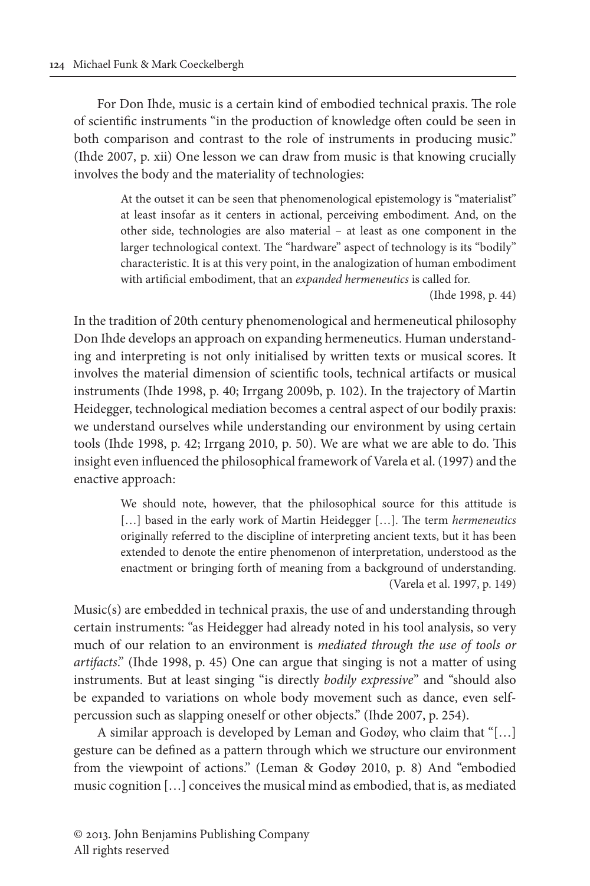For Don Ihde, music is a certain kind of embodied technical praxis. The role of scientific instruments "in the production of knowledge often could be seen in both comparison and contrast to the role of instruments in producing music." (Ihde 2007, p. xii) One lesson we can draw from music is that knowing crucially involves the body and the materiality of technologies:

> At the outset it can be seen that phenomenological epistemology is "materialist" at least insofar as it centers in actional, perceiving embodiment. And, on the other side, technologies are also material – at least as one component in the larger technological context. The "hardware" aspect of technology is its "bodily" characteristic. It is at this very point, in the analogization of human embodiment with artificial embodiment, that an *expanded hermeneutics* is called for.
> (Ihde 1998, p. 44)

In the tradition of 20th century phenomenological and hermeneutical philosophy Don Ihde develops an approach on expanding hermeneutics. Human understanding and interpreting is not only initialised by written texts or musical scores. It involves the material dimension of scientific tools, technical artifacts or musical instruments (Ihde 1998, p. 40; Irrgang 2009b, p. 102). In the trajectory of Martin Heidegger, technological mediation becomes a central aspect of our bodily praxis: we understand ourselves while understanding our environment by using certain tools (Ihde 1998, p. 42; Irrgang 2010, p. 50). We are what we are able to do. This insight even influenced the philosophical framework of Varela et al. (1997) and the enactive approach:

> We should note, however, that the philosophical source for this attitude is […] based in the early work of Martin Heidegger […]. The term *hermeneutics* originally referred to the discipline of interpreting ancient texts, but it has been extended to denote the entire phenomenon of interpretation, understood as the enactment or bringing forth of meaning from a background of understanding.
> (Varela et al. 1997, p. 149)

Music(s) are embedded in technical praxis, the use of and understanding through certain instruments: "as Heidegger had already noted in his tool analysis, so very much of our relation to an environment is *mediated through the use of tools or artifacts*." (Ihde 1998, p. 45) One can argue that singing is not a matter of using instruments. But at least singing "is directly *bodily expressive*" and "should also be expanded to variations on whole body movement such as dance, even self-percussion such as slapping oneself or other objects." (Ihde 2007, p. 254).

A similar approach is developed by Leman and Godøy, who claim that "[…] gesture can be defined as a pattern through which we structure our environment from the viewpoint of actions." (Leman & Godøy 2010, p. 8) And "embodied music cognition […] conceives the musical mind as embodied, that is, as mediated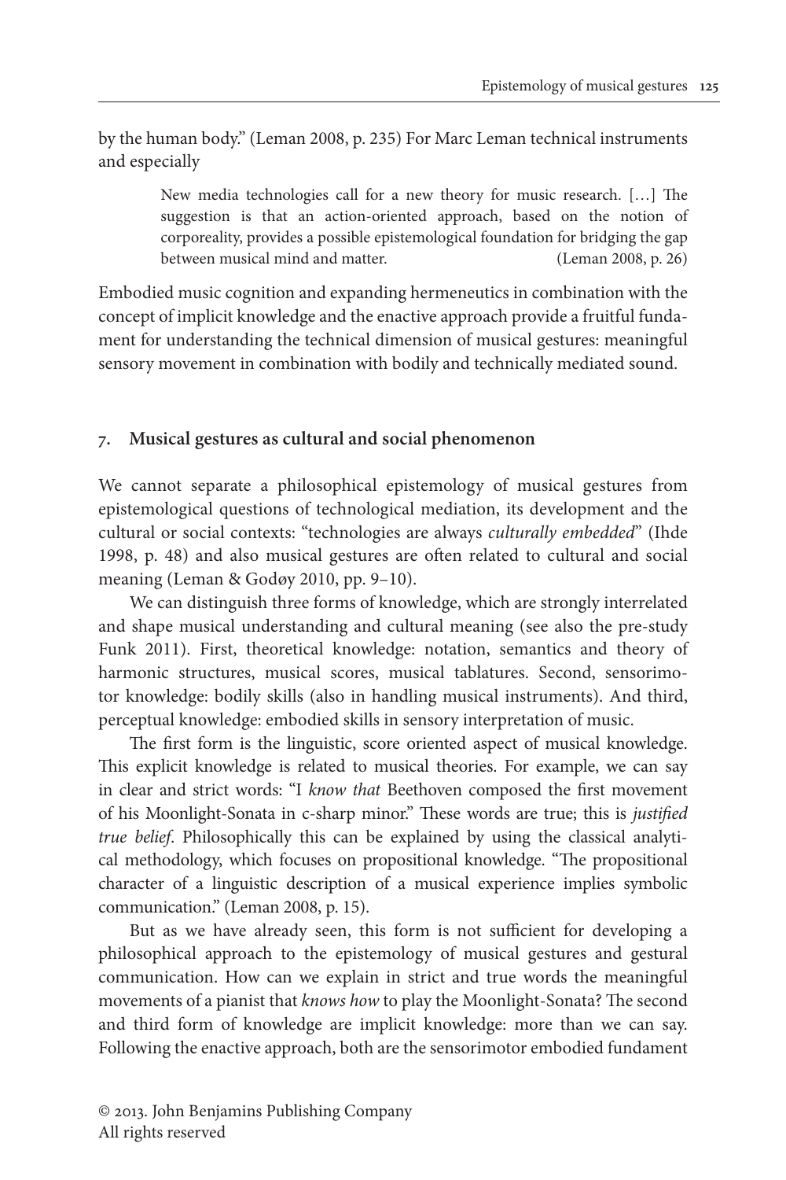by the human body." (Leman 2008, p. 235) For Marc Leman technical instruments and especially

> New media technologies call for a new theory for music research. […] The suggestion is that an action-oriented approach, based on the notion of corporeality, provides a possible epistemological foundation for bridging the gap between musical mind and matter. (Leman 2008, p. 26)

Embodied music cognition and expanding hermeneutics in combination with the concept of implicit knowledge and the enactive approach provide a fruitful fundament for understanding the technical dimension of musical gestures: meaningful sensory movement in combination with bodily and technically mediated sound.

## 7. Musical gestures as cultural and social phenomenon

We cannot separate a philosophical epistemology of musical gestures from epistemological questions of technological mediation, its development and the cultural or social contexts: "technologies are always *culturally embedded*" (Ihde 1998, p. 48) and also musical gestures are often related to cultural and social meaning (Leman & Godøy 2010, pp. 9–10).

We can distinguish three forms of knowledge, which are strongly interrelated and shape musical understanding and cultural meaning (see also the pre-study Funk 2011). First, theoretical knowledge: notation, semantics and theory of harmonic structures, musical scores, musical tablatures. Second, sensorimotor knowledge: bodily skills (also in handling musical instruments). And third, perceptual knowledge: embodied skills in sensory interpretation of music.

The first form is the linguistic, score oriented aspect of musical knowledge. This explicit knowledge is related to musical theories. For example, we can say in clear and strict words: "I *know that* Beethoven composed the first movement of his Moonlight-Sonata in c-sharp minor." These words are true; this is *justified true belief*. Philosophically this can be explained by using the classical analytical methodology, which focuses on propositional knowledge. "The propositional character of a linguistic description of a musical experience implies symbolic communication." (Leman 2008, p. 15).

But as we have already seen, this form is not sufficient for developing a philosophical approach to the epistemology of musical gestures and gestural communication. How can we explain in strict and true words the meaningful movements of a pianist that *knows how* to play the Moonlight-Sonata? The second and third form of knowledge are implicit knowledge: more than we can say. Following the enactive approach, both are the sensorimotor embodied fundament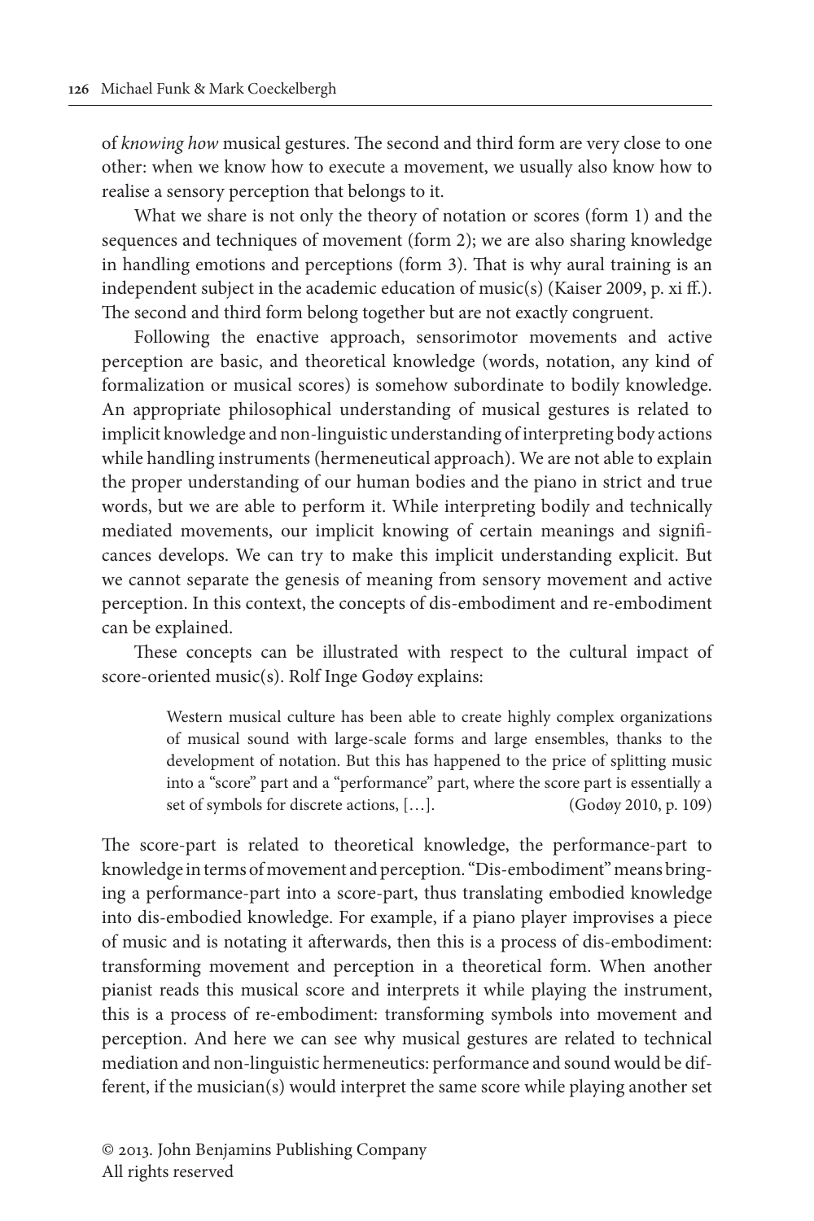of *knowing how* musical gestures. The second and third form are very close to one other: when we know how to execute a movement, we usually also know how to realise a sensory perception that belongs to it.

What we share is not only the theory of notation or scores (form 1) and the sequences and techniques of movement (form 2); we are also sharing knowledge in handling emotions and perceptions (form 3). That is why aural training is an independent subject in the academic education of music(s) (Kaiser 2009, p. xi ff.). The second and third form belong together but are not exactly congruent.

Following the enactive approach, sensorimotor movements and active perception are basic, and theoretical knowledge (words, notation, any kind of formalization or musical scores) is somehow subordinate to bodily knowledge. An appropriate philosophical understanding of musical gestures is related to implicit knowledge and non-linguistic understanding of interpreting body actions while handling instruments (hermeneutical approach). We are not able to explain the proper understanding of our human bodies and the piano in strict and true words, but we are able to perform it. While interpreting bodily and technically mediated movements, our implicit knowing of certain meanings and significances develops. We can try to make this implicit understanding explicit. But we cannot separate the genesis of meaning from sensory movement and active perception. In this context, the concepts of dis-embodiment and re-embodiment can be explained.

These concepts can be illustrated with respect to the cultural impact of score-oriented music(s). Rolf Inge Godøy explains:

> Western musical culture has been able to create highly complex organizations of musical sound with large-scale forms and large ensembles, thanks to the development of notation. But this has happened to the price of splitting music into a "score" part and a "performance" part, where the score part is essentially a set of symbols for discrete actions, […]. (Godøy 2010, p. 109)

The score-part is related to theoretical knowledge, the performance-part to knowledge in terms of movement and perception. "Dis-embodiment" means bringing a performance-part into a score-part, thus translating embodied knowledge into dis-embodied knowledge. For example, if a piano player improvises a piece of music and is notating it afterwards, then this is a process of dis-embodiment: transforming movement and perception in a theoretical form. When another pianist reads this musical score and interprets it while playing the instrument, this is a process of re-embodiment: transforming symbols into movement and perception. And here we can see why musical gestures are related to technical mediation and non-linguistic hermeneutics: performance and sound would be different, if the musician(s) would interpret the same score while playing another set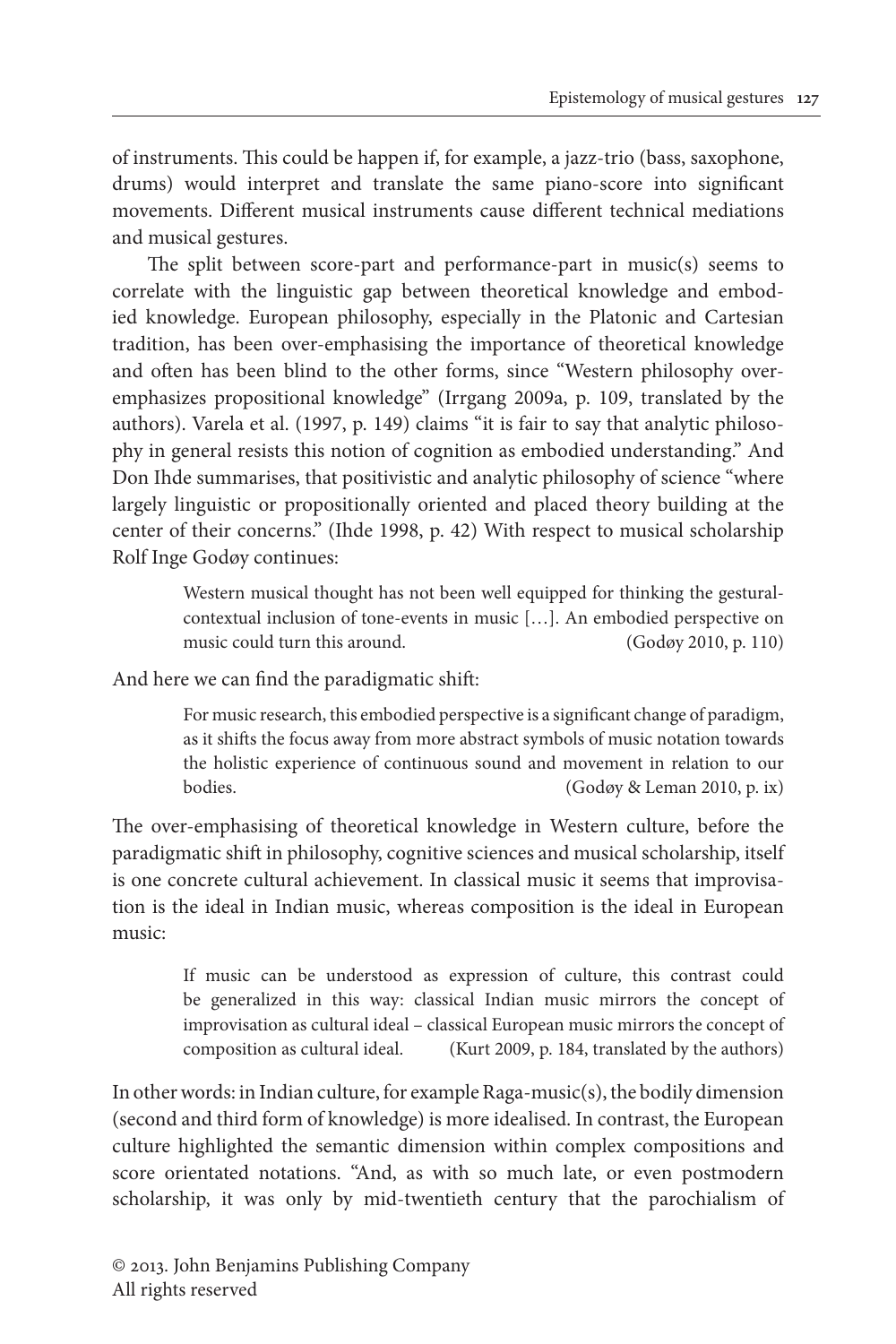of instruments. This could be happen if, for example, a jazz-trio (bass, saxophone, drums) would interpret and translate the same piano-score into significant movements. Different musical instruments cause different technical mediations and musical gestures.

The split between score-part and performance-part in music(s) seems to correlate with the linguistic gap between theoretical knowledge and embodied knowledge. European philosophy, especially in the Platonic and Cartesian tradition, has been over-emphasising the importance of theoretical knowledge and often has been blind to the other forms, since "Western philosophy over-emphasizes propositional knowledge" (Irrgang 2009a, p. 109, translated by the authors). Varela et al. (1997, p. 149) claims "it is fair to say that analytic philosophy in general resists this notion of cognition as embodied understanding." And Don Ihde summarises, that positivistic and analytic philosophy of science "where largely linguistic or propositionally oriented and placed theory building at the center of their concerns." (Ihde 1998, p. 42) With respect to musical scholarship Rolf Inge Godøy continues:

> Western musical thought has not been well equipped for thinking the gestural-contextual inclusion of tone-events in music […]. An embodied perspective on music could turn this around. (Godøy 2010, p. 110)

And here we can find the paradigmatic shift:

> For music research, this embodied perspective is a significant change of paradigm, as it shifts the focus away from more abstract symbols of music notation towards the holistic experience of continuous sound and movement in relation to our bodies. (Godøy & Leman 2010, p. ix)

The over-emphasising of theoretical knowledge in Western culture, before the paradigmatic shift in philosophy, cognitive sciences and musical scholarship, itself is one concrete cultural achievement. In classical music it seems that improvisation is the ideal in Indian music, whereas composition is the ideal in European music:

> If music can be understood as expression of culture, this contrast could be generalized in this way: classical Indian music mirrors the concept of improvisation as cultural ideal – classical European music mirrors the concept of composition as cultural ideal. (Kurt 2009, p. 184, translated by the authors)

In other words: in Indian culture, for example Raga-music(s), the bodily dimension (second and third form of knowledge) is more idealised. In contrast, the European culture highlighted the semantic dimension within complex compositions and score orientated notations. "And, as with so much late, or even postmodern scholarship, it was only by mid-twentieth century that the parochialism of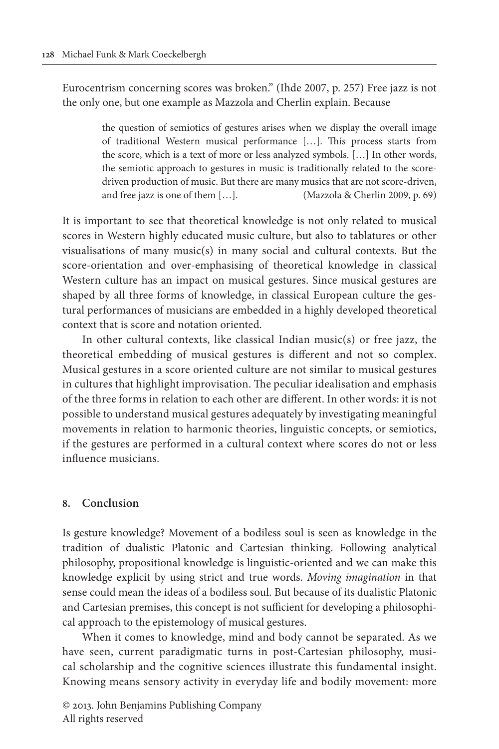Eurocentrism concerning scores was broken." (Ihde 2007, p. 257) Free jazz is not the only one, but one example as Mazzola and Cherlin explain. Because

> the question of semiotics of gestures arises when we display the overall image of traditional Western musical performance […]. This process starts from the score, which is a text of more or less analyzed symbols. […] In other words, the semiotic approach to gestures in music is traditionally related to the score-driven production of music. But there are many musics that are not score-driven, and free jazz is one of them […]. (Mazzola & Cherlin 2009, p. 69)

It is important to see that theoretical knowledge is not only related to musical scores in Western highly educated music culture, but also to tablatures or other visualisations of many music(s) in many social and cultural contexts. But the score-orientation and over-emphasising of theoretical knowledge in classical Western culture has an impact on musical gestures. Since musical gestures are shaped by all three forms of knowledge, in classical European culture the gestural performances of musicians are embedded in a highly developed theoretical context that is score and notation oriented.

In other cultural contexts, like classical Indian music(s) or free jazz, the theoretical embedding of musical gestures is different and not so complex. Musical gestures in a score oriented culture are not similar to musical gestures in cultures that highlight improvisation. The peculiar idealisation and emphasis of the three forms in relation to each other are different. In other words: it is not possible to understand musical gestures adequately by investigating meaningful movements in relation to harmonic theories, linguistic concepts, or semiotics, if the gestures are performed in a cultural context where scores do not or less influence musicians.

## 8. Conclusion

Is gesture knowledge? Movement of a bodiless soul is seen as knowledge in the tradition of dualistic Platonic and Cartesian thinking. Following analytical philosophy, propositional knowledge is linguistic-oriented and we can make this knowledge explicit by using strict and true words. *Moving imagination* in that sense could mean the ideas of a bodiless soul. But because of its dualistic Platonic and Cartesian premises, this concept is not sufficient for developing a philosophical approach to the epistemology of musical gestures.

When it comes to knowledge, mind and body cannot be separated. As we have seen, current paradigmatic turns in post-Cartesian philosophy, musical scholarship and the cognitive sciences illustrate this fundamental insight. Knowing means sensory activity in everyday life and bodily movement: more

© 2013. John Benjamins Publishing Company
All rights reserved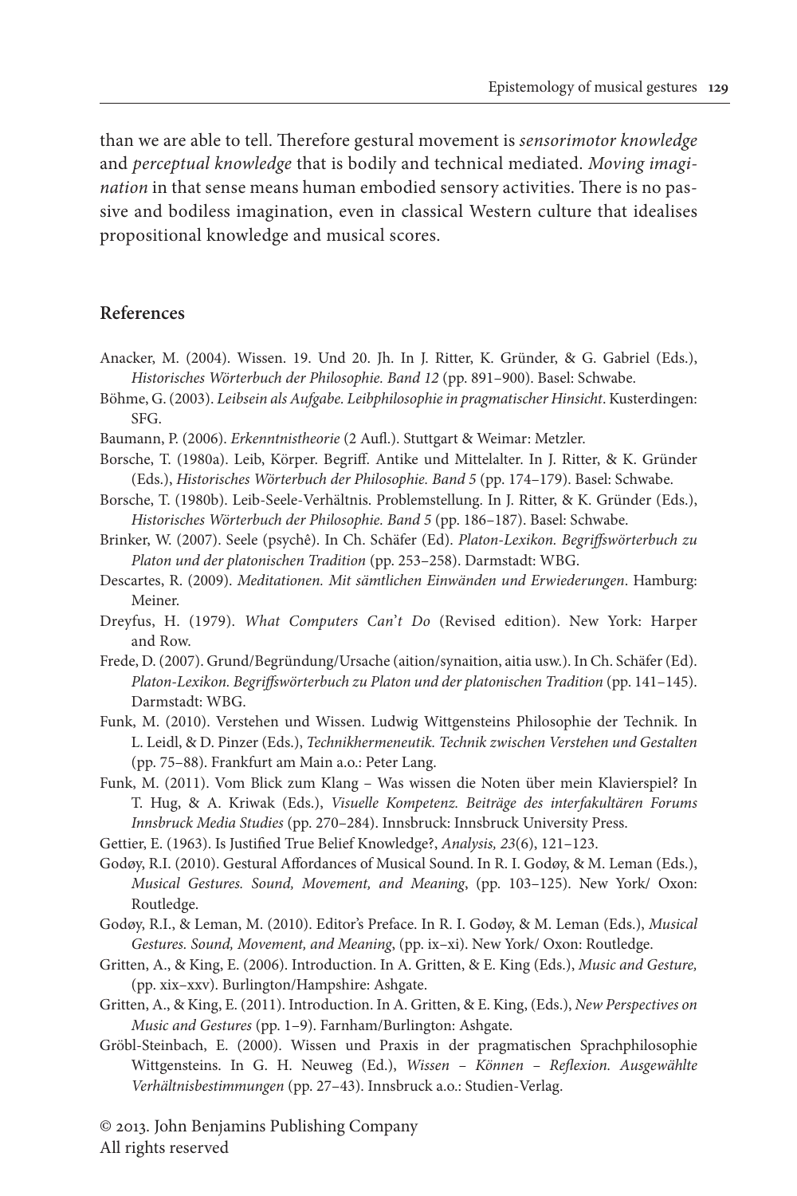than we are able to tell. Therefore gestural movement is *sensorimotor knowledge* and *perceptual knowledge* that is bodily and technical mediated. *Moving imagination* in that sense means human embodied sensory activities. There is no passive and bodiless imagination, even in classical Western culture that idealises propositional knowledge and musical scores.

## References

Anacker, M. (2004). Wissen. 19. Und 20. Jh. In J. Ritter, K. Gründer, & G. Gabriel (Eds.), *Historisches Wörterbuch der Philosophie. Band 12* (pp. 891–900). Basel: Schwabe.

Böhme, G. (2003). *Leibsein als Aufgabe. Leibphilosophie in pragmatischer Hinsicht*. Kusterdingen: SFG.

Baumann, P. (2006). *Erkenntnistheorie* (2 Aufl.). Stuttgart & Weimar: Metzler.

Borsche, T. (1980a). Leib, Körper. Begriff. Antike und Mittelalter. In J. Ritter, & K. Gründer (Eds.), *Historisches Wörterbuch der Philosophie. Band 5* (pp. 174–179). Basel: Schwabe.

Borsche, T. (1980b). Leib-Seele-Verhältnis. Problemstellung. In J. Ritter, & K. Gründer (Eds.), *Historisches Wörterbuch der Philosophie. Band 5* (pp. 186–187). Basel: Schwabe.

Brinker, W. (2007). Seele (psychê). In Ch. Schäfer (Ed). *Platon-Lexikon. Begriffswörterbuch zu Platon und der platonischen Tradition* (pp. 253–258). Darmstadt: WBG.

Descartes, R. (2009). *Meditationen. Mit sämtlichen Einwänden und Erwiederungen*. Hamburg: Meiner.

Dreyfus, H. (1979). *What Computers Can't Do* (Revised edition). New York: Harper and Row.

Frede, D. (2007). Grund/Begründung/Ursache (aition/synaition, aitia usw.). In Ch. Schäfer (Ed). *Platon-Lexikon. Begriffswörterbuch zu Platon und der platonischen Tradition* (pp. 141–145). Darmstadt: WBG.

Funk, M. (2010). Verstehen und Wissen. Ludwig Wittgensteins Philosophie der Technik. In L. Leidl, & D. Pinzer (Eds.), *Technikhermeneutik. Technik zwischen Verstehen und Gestalten* (pp. 75–88). Frankfurt am Main a.o.: Peter Lang.

Funk, M. (2011). Vom Blick zum Klang – Was wissen die Noten über mein Klavierspiel? In T. Hug, & A. Kriwak (Eds.), *Visuelle Kompetenz. Beiträge des interfakultären Forums Innsbruck Media Studies* (pp. 270–284). Innsbruck: Innsbruck University Press.

Gettier, E. (1963). Is Justified True Belief Knowledge?, *Analysis, 23*(6), 121–123.

Godøy, R.I. (2010). Gestural Affordances of Musical Sound. In R. I. Godøy, & M. Leman (Eds.), *Musical Gestures. Sound, Movement, and Meaning*, (pp. 103–125). New York/ Oxon: Routledge.

Godøy, R.I., & Leman, M. (2010). Editor's Preface. In R. I. Godøy, & M. Leman (Eds.), *Musical Gestures. Sound, Movement, and Meaning*, (pp. ix–xi). New York/ Oxon: Routledge.

Gritten, A., & King, E. (2006). Introduction. In A. Gritten, & E. King (Eds.), *Music and Gesture,* (pp. xix–xxv). Burlington/Hampshire: Ashgate.

Gritten, A., & King, E. (2011). Introduction. In A. Gritten, & E. King, (Eds.), *New Perspectives on Music and Gestures* (pp. 1–9). Farnham/Burlington: Ashgate.

Gröbl-Steinbach, E. (2000). Wissen und Praxis in der pragmatischen Sprachphilosophie Wittgensteins. In G. H. Neuweg (Ed.), *Wissen – Können – Reflexion. Ausgewählte Verhältnisbestimmungen* (pp. 27–43). Innsbruck a.o.: Studien-Verlag.

© 2013. John Benjamins Publishing Company
All rights reserved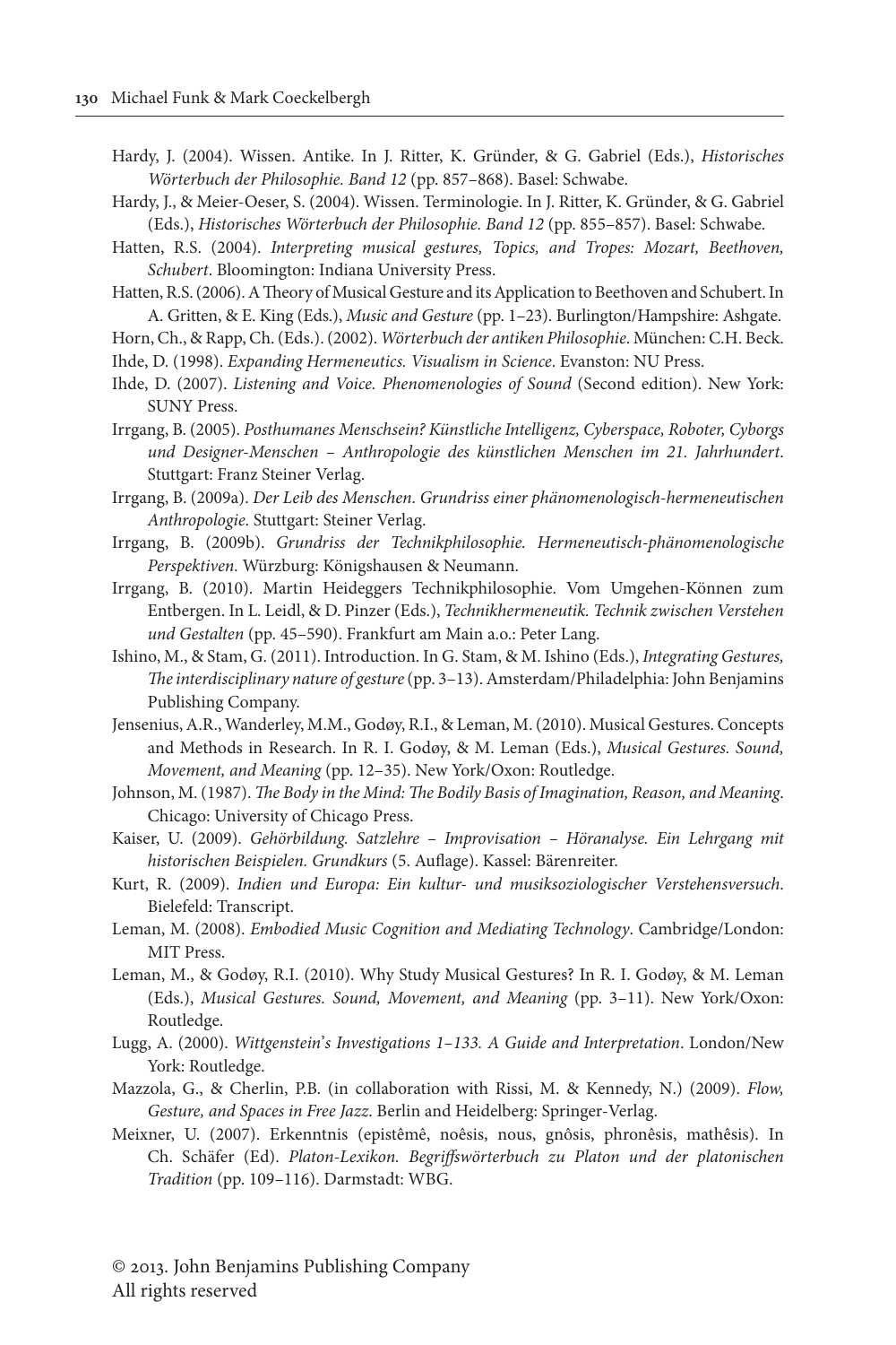Hardy, J. (2004). Wissen. Antike. In J. Ritter, K. Gründer, & G. Gabriel (Eds.), *Historisches Wörterbuch der Philosophie. Band 12* (pp. 857–868). Basel: Schwabe.

Hardy, J., & Meier-Oeser, S. (2004). Wissen. Terminologie. In J. Ritter, K. Gründer, & G. Gabriel (Eds.), *Historisches Wörterbuch der Philosophie. Band 12* (pp. 855–857). Basel: Schwabe.

Hatten, R.S. (2004). *Interpreting musical gestures, Topics, and Tropes: Mozart, Beethoven, Schubert*. Bloomington: Indiana University Press.

Hatten, R.S. (2006). A Theory of Musical Gesture and its Application to Beethoven and Schubert. In A. Gritten, & E. King (Eds.), *Music and Gesture* (pp. 1–23). Burlington/Hampshire: Ashgate.

Horn, Ch., & Rapp, Ch. (Eds.). (2002). *Wörterbuch der antiken Philosophie*. München: C.H. Beck.

Ihde, D. (1998). *Expanding Hermeneutics. Visualism in Science*. Evanston: NU Press.

Ihde, D. (2007). *Listening and Voice. Phenomenologies of Sound* (Second edition). New York: SUNY Press.

Irrgang, B. (2005). *Posthumanes Menschsein? Künstliche Intelligenz, Cyberspace, Roboter, Cyborgs und Designer-Menschen – Anthropologie des künstlichen Menschen im 21. Jahrhundert*. Stuttgart: Franz Steiner Verlag.

Irrgang, B. (2009a). *Der Leib des Menschen. Grundriss einer phänomenologisch-hermeneutischen Anthropologie*. Stuttgart: Steiner Verlag.

Irrgang, B. (2009b). *Grundriss der Technikphilosophie. Hermeneutisch-phänomenologische Perspektiven.* Würzburg: Königshausen & Neumann.

Irrgang, B. (2010). Martin Heideggers Technikphilosophie. Vom Umgehen-Können zum Entbergen. In L. Leidl, & D. Pinzer (Eds.), *Technikhermeneutik. Technik zwischen Verstehen und Gestalten* (pp. 45–590). Frankfurt am Main a.o.: Peter Lang.

Ishino, M., & Stam, G. (2011). Introduction. In G. Stam, & M. Ishino (Eds.), *Integrating Gestures, The interdisciplinary nature of gesture* (pp. 3–13). Amsterdam/Philadelphia: John Benjamins Publishing Company.

Jensenius, A.R., Wanderley, M.M., Godøy, R.I., & Leman, M. (2010). Musical Gestures. Concepts and Methods in Research. In R. I. Godøy, & M. Leman (Eds.), *Musical Gestures. Sound, Movement, and Meaning* (pp. 12–35). New York/Oxon: Routledge.

Johnson, M. (1987). *The Body in the Mind: The Bodily Basis of Imagination, Reason, and Meaning*. Chicago: University of Chicago Press.

Kaiser, U. (2009). *Gehörbildung. Satzlehre – Improvisation – Höranalyse. Ein Lehrgang mit historischen Beispielen. Grundkurs* (5. Auflage). Kassel: Bärenreiter.

Kurt, R. (2009). *Indien und Europa: Ein kultur- und musiksoziologischer Verstehensversuch*. Bielefeld: Transcript.

Leman, M. (2008). *Embodied Music Cognition and Mediating Technology*. Cambridge/London: MIT Press.

Leman, M., & Godøy, R.I. (2010). Why Study Musical Gestures? In R. I. Godøy, & M. Leman (Eds.), *Musical Gestures. Sound, Movement, and Meaning* (pp. 3–11). New York/Oxon: Routledge.

Lugg, A. (2000). *Wittgenstein's Investigations 1–133. A Guide and Interpretation*. London/New York: Routledge.

Mazzola, G., & Cherlin, P.B. (in collaboration with Rissi, M. & Kennedy, N.) (2009). *Flow, Gesture, and Spaces in Free Jazz*. Berlin and Heidelberg: Springer-Verlag.

Meixner, U. (2007). Erkenntnis (epistêmê, noêsis, nous, gnôsis, phronêsis, mathêsis). In Ch. Schäfer (Ed). *Platon-Lexikon. Begriffswörterbuch zu Platon und der platonischen Tradition* (pp. 109–116). Darmstadt: WBG.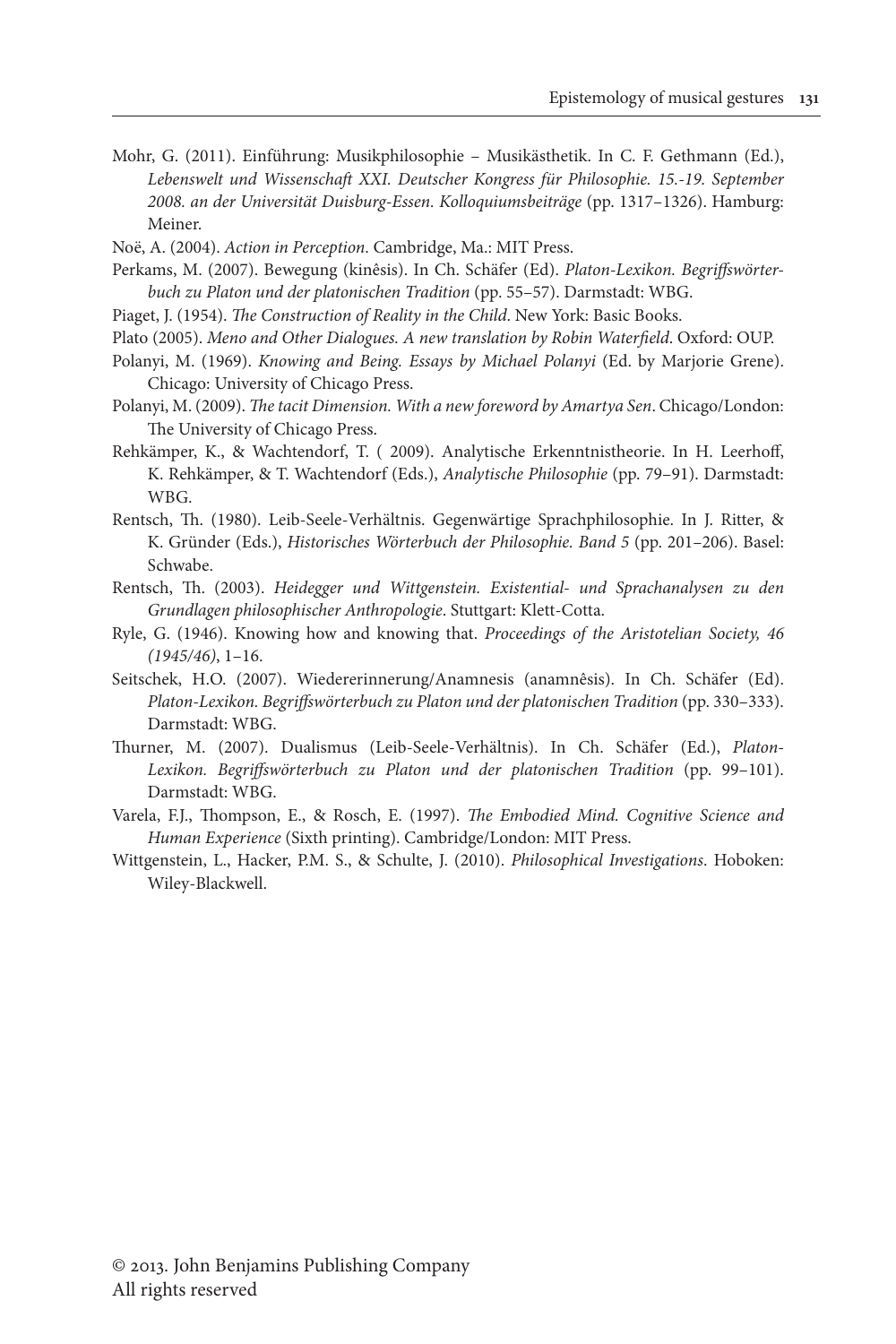Mohr, G. (2011). Einführung: Musikphilosophie – Musikästhetik. In C. F. Gethmann (Ed.), *Lebenswelt und Wissenschaft XXI. Deutscher Kongress für Philosophie. 15.-19. September 2008. an der Universität Duisburg-Essen. Kolloquiumsbeiträge* (pp. 1317–1326). Hamburg: Meiner.

Noë, A. (2004). *Action in Perception*. Cambridge, Ma.: MIT Press.

Perkams, M. (2007). Bewegung (kinêsis). In Ch. Schäfer (Ed). *Platon-Lexikon. Begriffswörterbuch zu Platon und der platonischen Tradition* (pp. 55–57). Darmstadt: WBG.

Piaget, J. (1954). *The Construction of Reality in the Child*. New York: Basic Books.

Plato (2005). *Meno and Other Dialogues. A new translation by Robin Waterfield*. Oxford: OUP.

Polanyi, M. (1969). *Knowing and Being. Essays by Michael Polanyi* (Ed. by Marjorie Grene). Chicago: University of Chicago Press.

Polanyi, M. (2009). *The tacit Dimension. With a new foreword by Amartya Sen*. Chicago/London: The University of Chicago Press.

Rehkämper, K., & Wachtendorf, T. ( 2009). Analytische Erkenntnistheorie. In H. Leerhoff, K. Rehkämper, & T. Wachtendorf (Eds.), *Analytische Philosophie* (pp. 79–91). Darmstadt: WBG.

Rentsch, Th. (1980). Leib-Seele-Verhältnis. Gegenwärtige Sprachphilosophie. In J. Ritter, & K. Gründer (Eds.), *Historisches Wörterbuch der Philosophie. Band 5* (pp. 201–206). Basel: Schwabe.

Rentsch, Th. (2003). *Heidegger und Wittgenstein. Existential- und Sprachanalysen zu den Grundlagen philosophischer Anthropologie*. Stuttgart: Klett-Cotta.

Ryle, G. (1946). Knowing how and knowing that. *Proceedings of the Aristotelian Society, 46 (1945/46)*, 1–16.

Seitschek, H.O. (2007). Wiedererinnerung/Anamnesis (anamnêsis). In Ch. Schäfer (Ed). *Platon-Lexikon. Begriffswörterbuch zu Platon und der platonischen Tradition* (pp. 330–333). Darmstadt: WBG.

Thurner, M. (2007). Dualismus (Leib-Seele-Verhältnis). In Ch. Schäfer (Ed.), *Platon-Lexikon. Begriffswörterbuch zu Platon und der platonischen Tradition* (pp. 99–101). Darmstadt: WBG.

Varela, F.J., Thompson, E., & Rosch, E. (1997). *The Embodied Mind. Cognitive Science and Human Experience* (Sixth printing). Cambridge/London: MIT Press.

Wittgenstein, L., Hacker, P.M. S., & Schulte, J. (2010). *Philosophical Investigations*. Hoboken: Wiley-Blackwell.

© 2013. John Benjamins Publishing Company
All rights reserved